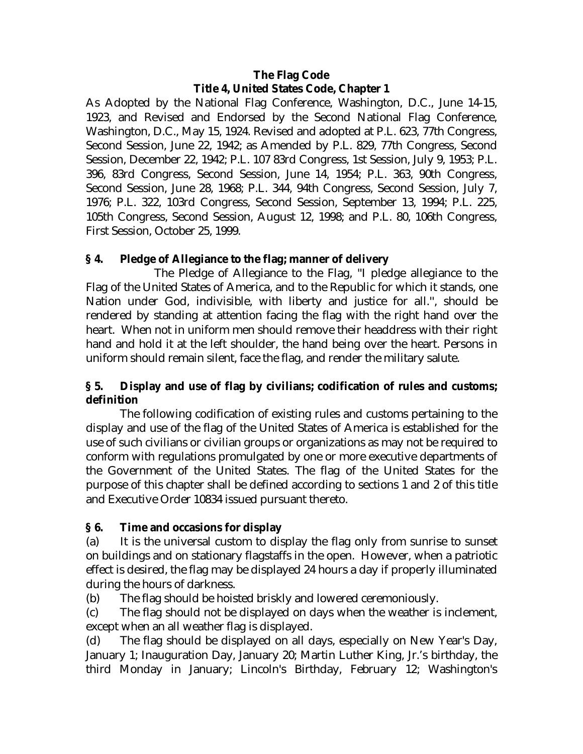# The Flag Code
## Title 4, United States Code, Chapter 1

As Adopted by the National Flag Conference, Washington, D.C., June 14-15, 1923, and Revised and Endorsed by the Second National Flag Conference, Washington, D.C., May 15, 1924. Revised and adopted at P.L. 623, 77th Congress, Second Session, June 22, 1942; as Amended by P.L. 829, 77th Congress, Second Session, December 22, 1942; P.L. 107 83rd Congress, 1st Session, July 9, 1953; P.L. 396, 83rd Congress, Second Session, June 14, 1954; P.L. 363, 90th Congress, Second Session, June 28, 1968; P.L. 344, 94th Congress, Second Session, July 7, 1976; P.L. 322, 103rd Congress, Second Session, September 13, 1994; P.L. 225, 105th Congress, Second Session, August 12, 1998; and P.L. 80, 106th Congress, First Session, October 25, 1999.

### § 4. Pledge of Allegiance to the flag; manner of delivery

The Pledge of Allegiance to the Flag, "I pledge allegiance to the Flag of the United States of America, and to the Republic for which it stands, one Nation under God, indivisible, with liberty and justice for all.", should be rendered by standing at attention facing the flag with the right hand over the heart. When not in uniform men should remove their headdress with their right hand and hold it at the left shoulder, the hand being over the heart. Persons in uniform should remain silent, face the flag, and render the military salute.

### § 5. Display and use of flag by civilians; codification of rules and customs; definition

The following codification of existing rules and customs pertaining to the display and use of the flag of the United States of America is established for the use of such civilians or civilian groups or organizations as may not be required to conform with regulations promulgated by one or more executive departments of the Government of the United States. The flag of the United States for the purpose of this chapter shall be defined according to sections 1 and 2 of this title and Executive Order 10834 issued pursuant thereto.

### § 6. Time and occasions for display

(a) It is the universal custom to display the flag only from sunrise to sunset on buildings and on stationary flagstaffs in the open. However, when a patriotic effect is desired, the flag may be displayed 24 hours a day if properly illuminated during the hours of darkness.

(b) The flag should be hoisted briskly and lowered ceremoniously.

(c) The flag should not be displayed on days when the weather is inclement, except when an all weather flag is displayed.

(d) The flag should be displayed on all days, especially on New Year's Day, January 1; Inauguration Day, January 20; Martin Luther King, Jr.'s birthday, the third Monday in January; Lincoln's Birthday, February 12; Washington's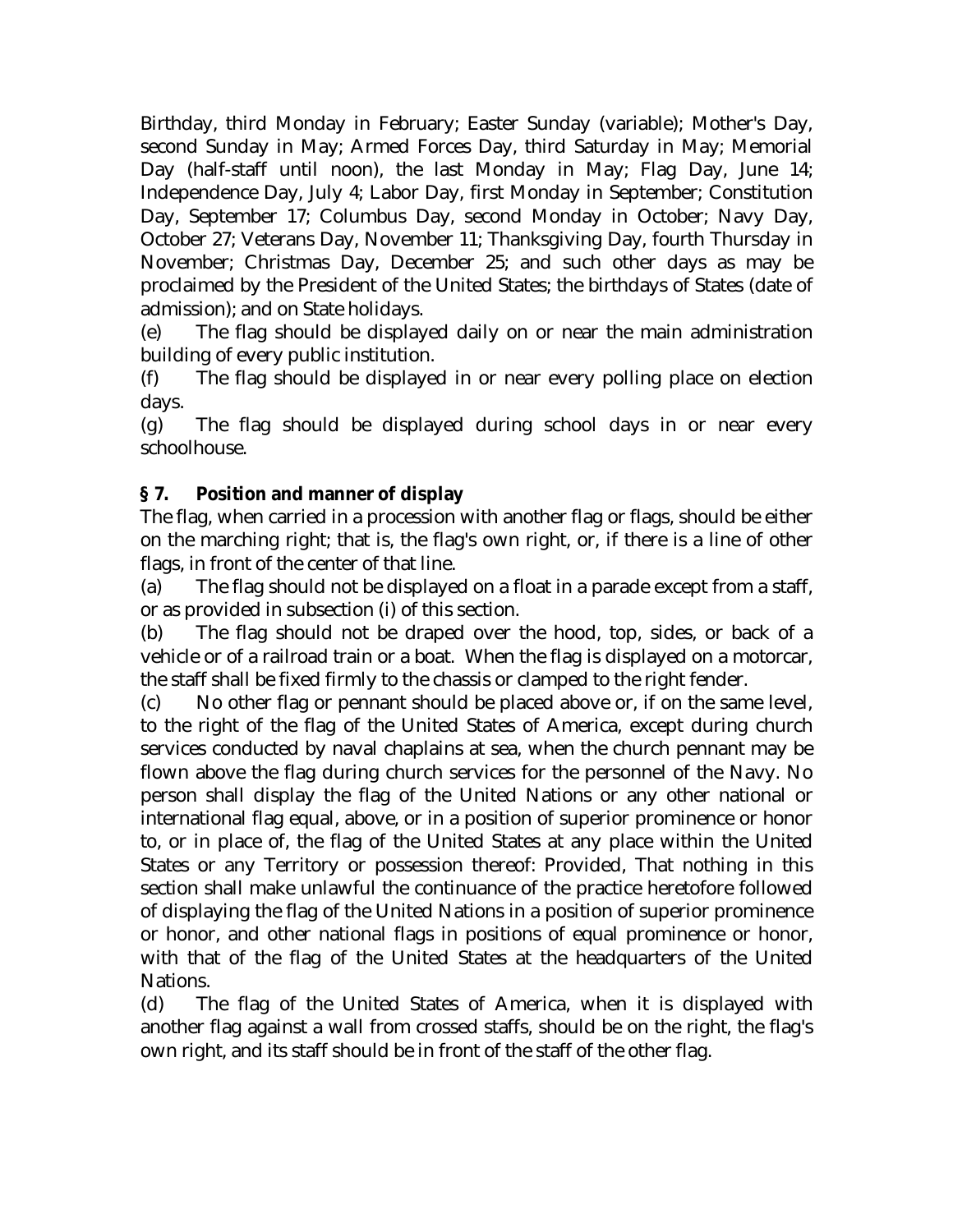Birthday, third Monday in February; Easter Sunday (variable); Mother's Day, second Sunday in May; Armed Forces Day, third Saturday in May; Memorial Day (half-staff until noon), the last Monday in May; Flag Day, June 14; Independence Day, July 4; Labor Day, first Monday in September; Constitution Day, September 17; Columbus Day, second Monday in October; Navy Day, October 27; Veterans Day, November 11; Thanksgiving Day, fourth Thursday in November; Christmas Day, December 25; and such other days as may be proclaimed by the President of the United States; the birthdays of States (date of admission); and on State holidays.

(e) The flag should be displayed daily on or near the main administration building of every public institution.

(f) The flag should be displayed in or near every polling place on election days.

(g) The flag should be displayed during school days in or near every schoolhouse.

**§ 7. Position and manner of display**

The flag, when carried in a procession with another flag or flags, should be either on the marching right; that is, the flag's own right, or, if there is a line of other flags, in front of the center of that line.

(a) The flag should not be displayed on a float in a parade except from a staff, or as provided in subsection (i) of this section.

(b) The flag should not be draped over the hood, top, sides, or back of a vehicle or of a railroad train or a boat. When the flag is displayed on a motorcar, the staff shall be fixed firmly to the chassis or clamped to the right fender.

(c) No other flag or pennant should be placed above or, if on the same level, to the right of the flag of the United States of America, except during church services conducted by naval chaplains at sea, when the church pennant may be flown above the flag during church services for the personnel of the Navy. No person shall display the flag of the United Nations or any other national or international flag equal, above, or in a position of superior prominence or honor to, or in place of, the flag of the United States at any place within the United States or any Territory or possession thereof: Provided, That nothing in this section shall make unlawful the continuance of the practice heretofore followed of displaying the flag of the United Nations in a position of superior prominence or honor, and other national flags in positions of equal prominence or honor, with that of the flag of the United States at the headquarters of the United Nations.

(d) The flag of the United States of America, when it is displayed with another flag against a wall from crossed staffs, should be on the right, the flag's own right, and its staff should be in front of the staff of the other flag.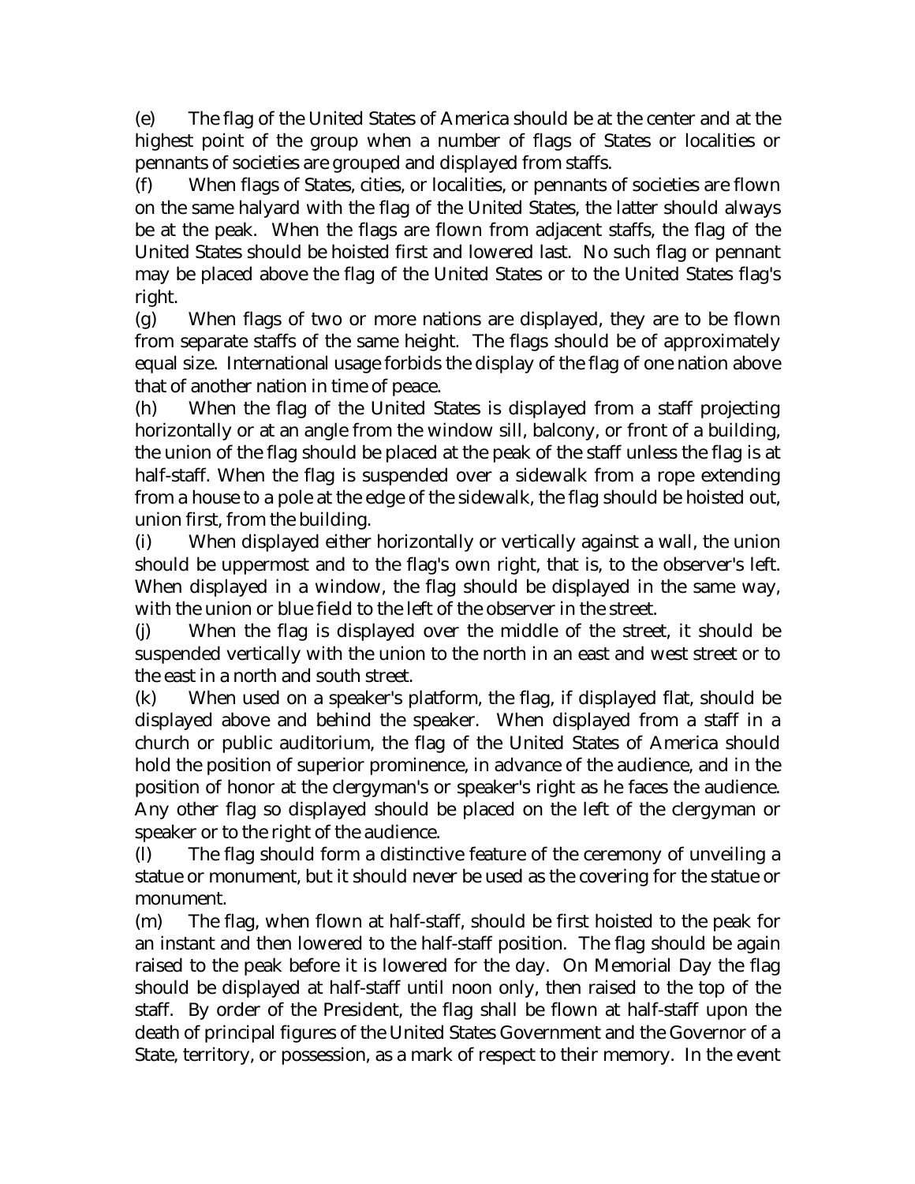(e) The flag of the United States of America should be at the center and at the highest point of the group when a number of flags of States or localities or pennants of societies are grouped and displayed from staffs.

(f) When flags of States, cities, or localities, or pennants of societies are flown on the same halyard with the flag of the United States, the latter should always be at the peak. When the flags are flown from adjacent staffs, the flag of the United States should be hoisted first and lowered last. No such flag or pennant may be placed above the flag of the United States or to the United States flag's right.

(g) When flags of two or more nations are displayed, they are to be flown from separate staffs of the same height. The flags should be of approximately equal size. International usage forbids the display of the flag of one nation above that of another nation in time of peace.

(h) When the flag of the United States is displayed from a staff projecting horizontally or at an angle from the window sill, balcony, or front of a building, the union of the flag should be placed at the peak of the staff unless the flag is at half-staff. When the flag is suspended over a sidewalk from a rope extending from a house to a pole at the edge of the sidewalk, the flag should be hoisted out, union first, from the building.

(i) When displayed either horizontally or vertically against a wall, the union should be uppermost and to the flag's own right, that is, to the observer's left. When displayed in a window, the flag should be displayed in the same way, with the union or blue field to the left of the observer in the street.

(j) When the flag is displayed over the middle of the street, it should be suspended vertically with the union to the north in an east and west street or to the east in a north and south street.

(k) When used on a speaker's platform, the flag, if displayed flat, should be displayed above and behind the speaker. When displayed from a staff in a church or public auditorium, the flag of the United States of America should hold the position of superior prominence, in advance of the audience, and in the position of honor at the clergyman's or speaker's right as he faces the audience. Any other flag so displayed should be placed on the left of the clergyman or speaker or to the right of the audience.

(l) The flag should form a distinctive feature of the ceremony of unveiling a statue or monument, but it should never be used as the covering for the statue or monument.

(m) The flag, when flown at half-staff, should be first hoisted to the peak for an instant and then lowered to the half-staff position. The flag should be again raised to the peak before it is lowered for the day. On Memorial Day the flag should be displayed at half-staff until noon only, then raised to the top of the staff. By order of the President, the flag shall be flown at half-staff upon the death of principal figures of the United States Government and the Governor of a State, territory, or possession, as a mark of respect to their memory. In the event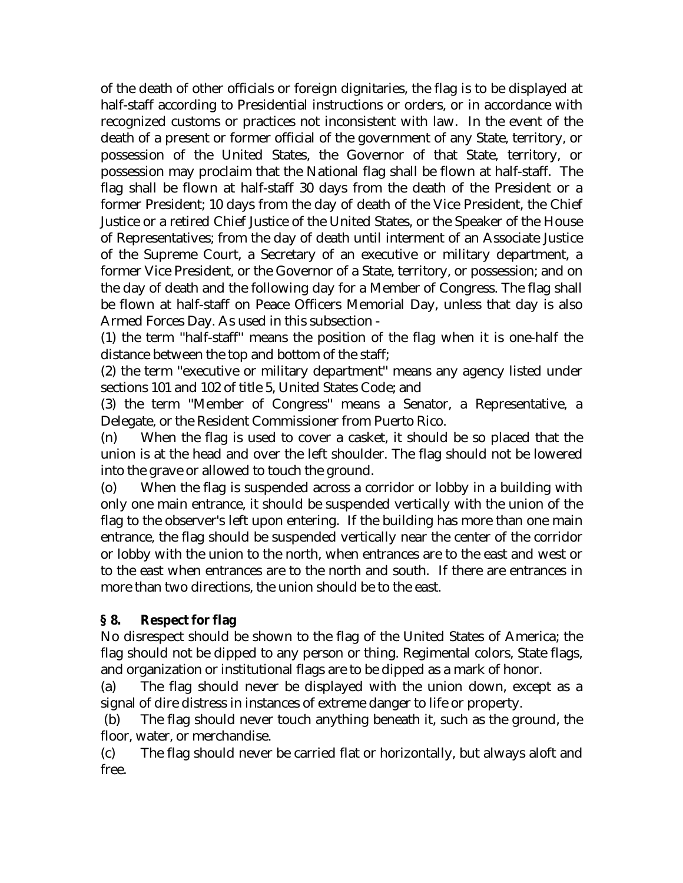of the death of other officials or foreign dignitaries, the flag is to be displayed at half-staff according to Presidential instructions or orders, or in accordance with recognized customs or practices not inconsistent with law. In the event of the death of a present or former official of the government of any State, territory, or possession of the United States, the Governor of that State, territory, or possession may proclaim that the National flag shall be flown at half-staff. The flag shall be flown at half-staff 30 days from the death of the President or a former President; 10 days from the day of death of the Vice President, the Chief Justice or a retired Chief Justice of the United States, or the Speaker of the House of Representatives; from the day of death until interment of an Associate Justice of the Supreme Court, a Secretary of an executive or military department, a former Vice President, or the Governor of a State, territory, or possession; and on the day of death and the following day for a Member of Congress. The flag shall be flown at half-staff on Peace Officers Memorial Day, unless that day is also Armed Forces Day. As used in this subsection -

(1) the term ''half-staff'' means the position of the flag when it is one-half the distance between the top and bottom of the staff;

(2) the term ''executive or military department'' means any agency listed under sections 101 and 102 of title 5, United States Code; and

(3) the term ''Member of Congress'' means a Senator, a Representative, a Delegate, or the Resident Commissioner from Puerto Rico.

(n) When the flag is used to cover a casket, it should be so placed that the union is at the head and over the left shoulder. The flag should not be lowered into the grave or allowed to touch the ground.

(o) When the flag is suspended across a corridor or lobby in a building with only one main entrance, it should be suspended vertically with the union of the flag to the observer's left upon entering. If the building has more than one main entrance, the flag should be suspended vertically near the center of the corridor or lobby with the union to the north, when entrances are to the east and west or to the east when entrances are to the north and south. If there are entrances in more than two directions, the union should be to the east.

**§ 8. Respect for flag**

No disrespect should be shown to the flag of the United States of America; the flag should not be dipped to any person or thing. Regimental colors, State flags, and organization or institutional flags are to be dipped as a mark of honor.

(a) The flag should never be displayed with the union down, except as a signal of dire distress in instances of extreme danger to life or property.

(b) The flag should never touch anything beneath it, such as the ground, the floor, water, or merchandise.

(c) The flag should never be carried flat or horizontally, but always aloft and free.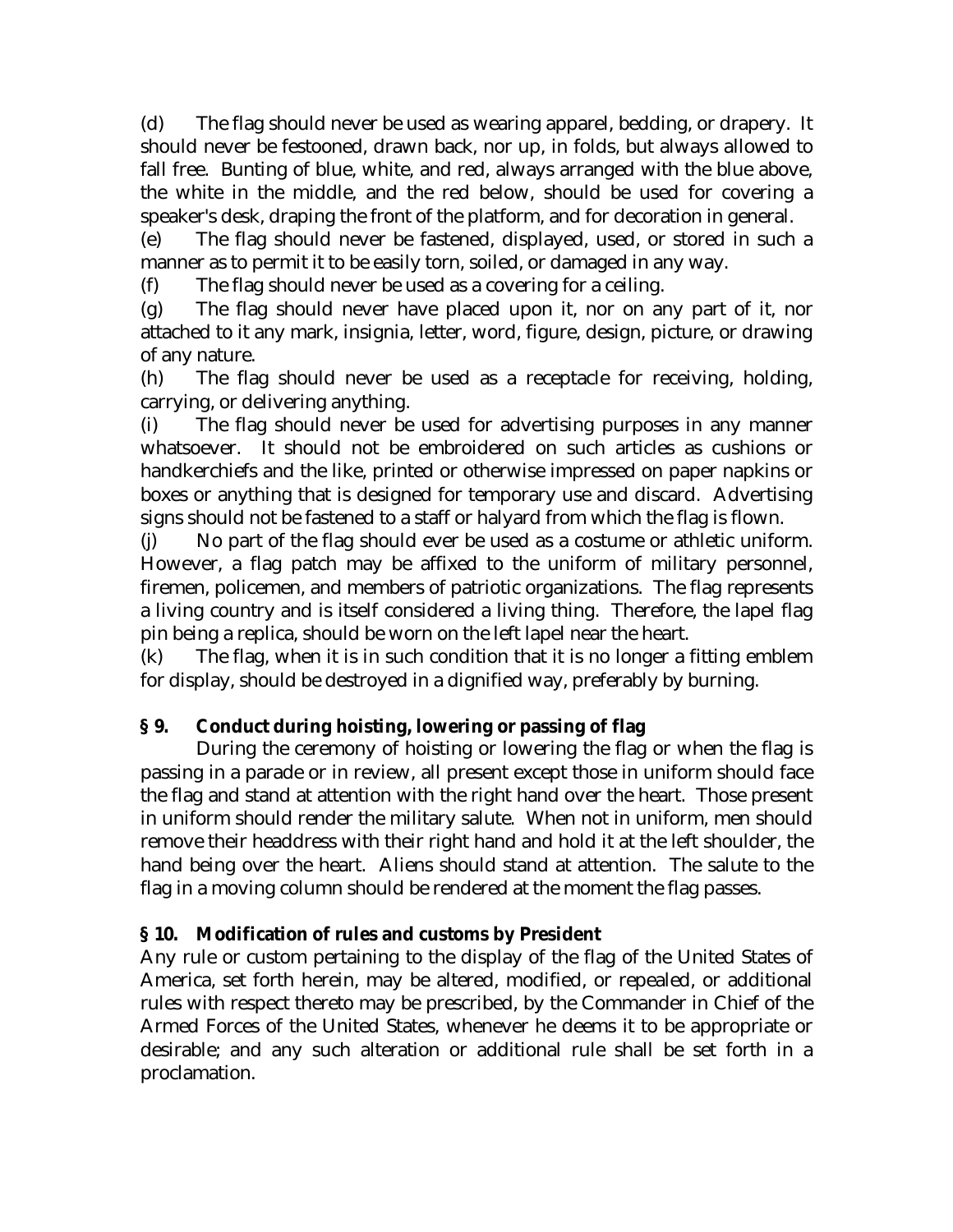(d) The flag should never be used as wearing apparel, bedding, or drapery. It should never be festooned, drawn back, nor up, in folds, but always allowed to fall free. Bunting of blue, white, and red, always arranged with the blue above, the white in the middle, and the red below, should be used for covering a speaker's desk, draping the front of the platform, and for decoration in general.

(e) The flag should never be fastened, displayed, used, or stored in such a manner as to permit it to be easily torn, soiled, or damaged in any way.

(f) The flag should never be used as a covering for a ceiling.

(g) The flag should never have placed upon it, nor on any part of it, nor attached to it any mark, insignia, letter, word, figure, design, picture, or drawing of any nature.

(h) The flag should never be used as a receptacle for receiving, holding, carrying, or delivering anything.

(i) The flag should never be used for advertising purposes in any manner whatsoever. It should not be embroidered on such articles as cushions or handkerchiefs and the like, printed or otherwise impressed on paper napkins or boxes or anything that is designed for temporary use and discard. Advertising signs should not be fastened to a staff or halyard from which the flag is flown.

(j) No part of the flag should ever be used as a costume or athletic uniform. However, a flag patch may be affixed to the uniform of military personnel, firemen, policemen, and members of patriotic organizations. The flag represents a living country and is itself considered a living thing. Therefore, the lapel flag pin being a replica, should be worn on the left lapel near the heart.

(k) The flag, when it is in such condition that it is no longer a fitting emblem for display, should be destroyed in a dignified way, preferably by burning.

**§ 9. Conduct during hoisting, lowering or passing of flag**

During the ceremony of hoisting or lowering the flag or when the flag is passing in a parade or in review, all present except those in uniform should face the flag and stand at attention with the right hand over the heart. Those present in uniform should render the military salute. When not in uniform, men should remove their headdress with their right hand and hold it at the left shoulder, the hand being over the heart. Aliens should stand at attention. The salute to the flag in a moving column should be rendered at the moment the flag passes.

**§ 10. Modification of rules and customs by President**

Any rule or custom pertaining to the display of the flag of the United States of America, set forth herein, may be altered, modified, or repealed, or additional rules with respect thereto may be prescribed, by the Commander in Chief of the Armed Forces of the United States, whenever he deems it to be appropriate or desirable; and any such alteration or additional rule shall be set forth in a proclamation.